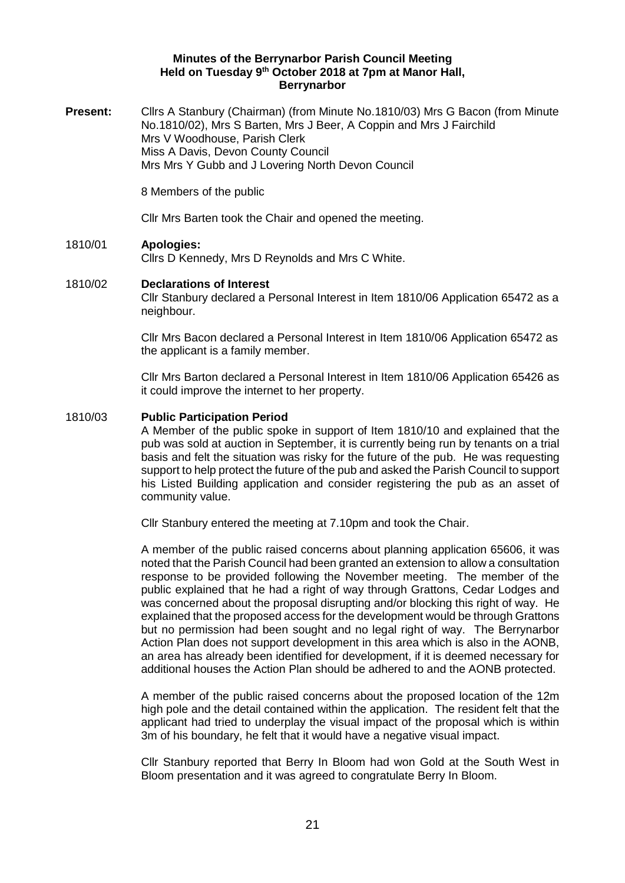**Minutes of the Berrynarbor Parish Council Meeting**
**Held on Tuesday 9th October 2018 at 7pm at Manor Hall, Berrynarbor**

**Present:** Cllrs A Stanbury (Chairman) (from Minute No.1810/03) Mrs G Bacon (from Minute No.1810/02), Mrs S Barten, Mrs J Beer, A Coppin and Mrs J Fairchild
Mrs V Woodhouse, Parish Clerk
Miss A Davis, Devon County Council
Mrs Mrs Y Gubb and J Lovering North Devon Council

8 Members of the public

Cllr Mrs Barten took the Chair and opened the meeting.

1810/01 **Apologies:**

Cllrs D Kennedy, Mrs D Reynolds and Mrs C White.

1810/02 **Declarations of Interest**

Cllr Stanbury declared a Personal Interest in Item 1810/06 Application 65472 as a neighbour.

Cllr Mrs Bacon declared a Personal Interest in Item 1810/06 Application 65472 as the applicant is a family member.

Cllr Mrs Barton declared a Personal Interest in Item 1810/06 Application 65426 as it could improve the internet to her property.

1810/03 **Public Participation Period**

A Member of the public spoke in support of Item 1810/10 and explained that the pub was sold at auction in September, it is currently being run by tenants on a trial basis and felt the situation was risky for the future of the pub. He was requesting support to help protect the future of the pub and asked the Parish Council to support his Listed Building application and consider registering the pub as an asset of community value.

Cllr Stanbury entered the meeting at 7.10pm and took the Chair.

A member of the public raised concerns about planning application 65606, it was noted that the Parish Council had been granted an extension to allow a consultation response to be provided following the November meeting. The member of the public explained that he had a right of way through Grattons, Cedar Lodges and was concerned about the proposal disrupting and/or blocking this right of way. He explained that the proposed access for the development would be through Grattons but no permission had been sought and no legal right of way. The Berrynarbor Action Plan does not support development in this area which is also in the AONB, an area has already been identified for development, if it is deemed necessary for additional houses the Action Plan should be adhered to and the AONB protected.

A member of the public raised concerns about the proposed location of the 12m high pole and the detail contained within the application. The resident felt that the applicant had tried to underplay the visual impact of the proposal which is within 3m of his boundary, he felt that it would have a negative visual impact.

Cllr Stanbury reported that Berry In Bloom had won Gold at the South West in Bloom presentation and it was agreed to congratulate Berry In Bloom.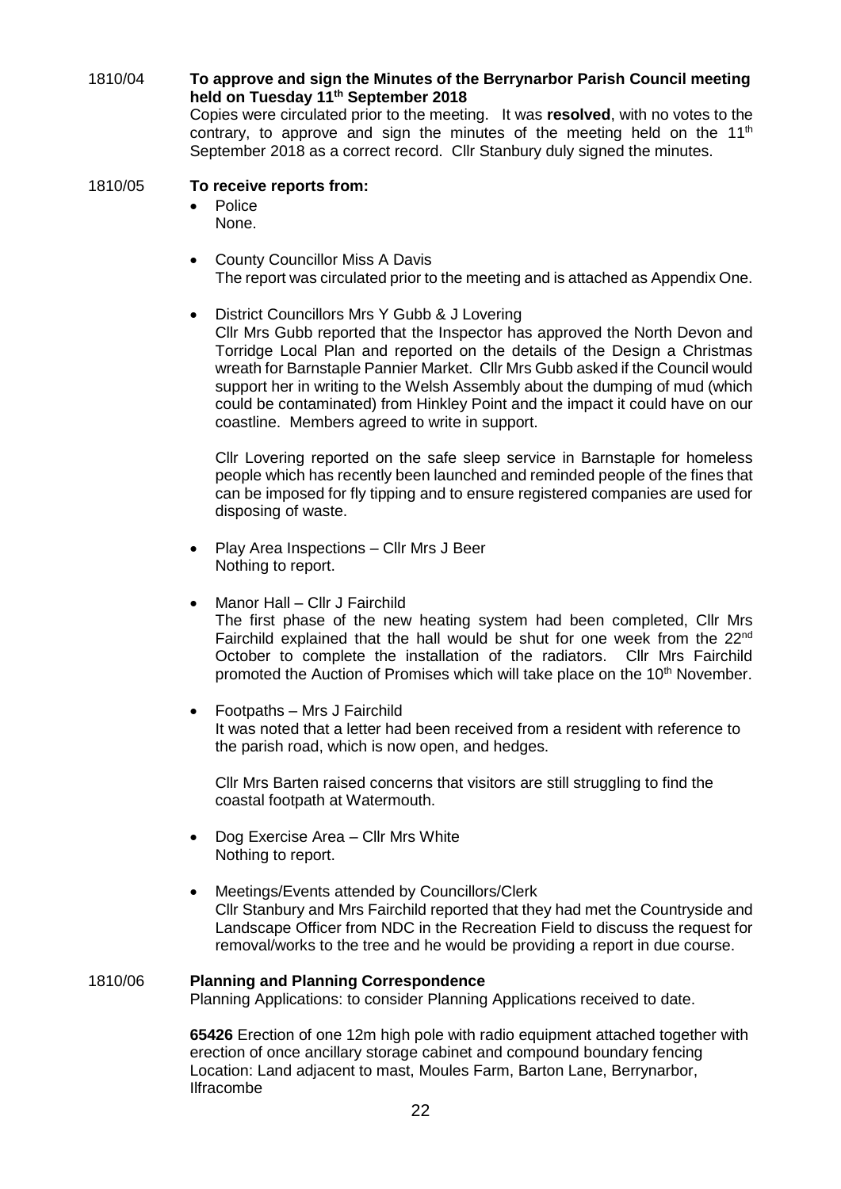1810/04 **To approve and sign the Minutes of the Berrynarbor Parish Council meeting held on Tuesday 11th September 2018**

Copies were circulated prior to the meeting. It was **resolved**, with no votes to the contrary, to approve and sign the minutes of the meeting held on the 11th September 2018 as a correct record. Cllr Stanbury duly signed the minutes.

1810/05 **To receive reports from:**

- Police
  None.

- County Councillor Miss A Davis
  The report was circulated prior to the meeting and is attached as Appendix One.

- District Councillors Mrs Y Gubb & J Lovering
  Cllr Mrs Gubb reported that the Inspector has approved the North Devon and Torridge Local Plan and reported on the details of the Design a Christmas wreath for Barnstaple Pannier Market. Cllr Mrs Gubb asked if the Council would support her in writing to the Welsh Assembly about the dumping of mud (which could be contaminated) from Hinkley Point and the impact it could have on our coastline. Members agreed to write in support.

  Cllr Lovering reported on the safe sleep service in Barnstaple for homeless people which has recently been launched and reminded people of the fines that can be imposed for fly tipping and to ensure registered companies are used for disposing of waste.

- Play Area Inspections – Cllr Mrs J Beer
  Nothing to report.

- Manor Hall – Cllr J Fairchild
  The first phase of the new heating system had been completed, Cllr Mrs Fairchild explained that the hall would be shut for one week from the 22nd October to complete the installation of the radiators. Cllr Mrs Fairchild promoted the Auction of Promises which will take place on the 10th November.

- Footpaths – Mrs J Fairchild
  It was noted that a letter had been received from a resident with reference to the parish road, which is now open, and hedges.

  Cllr Mrs Barten raised concerns that visitors are still struggling to find the coastal footpath at Watermouth.

- Dog Exercise Area – Cllr Mrs White
  Nothing to report.

- Meetings/Events attended by Councillors/Clerk
  Cllr Stanbury and Mrs Fairchild reported that they had met the Countryside and Landscape Officer from NDC in the Recreation Field to discuss the request for removal/works to the tree and he would be providing a report in due course.

1810/06 **Planning and Planning Correspondence**

Planning Applications: to consider Planning Applications received to date.

**65426** Erection of one 12m high pole with radio equipment attached together with erection of once ancillary storage cabinet and compound boundary fencing
Location: Land adjacent to mast, Moules Farm, Barton Lane, Berrynarbor, Ilfracombe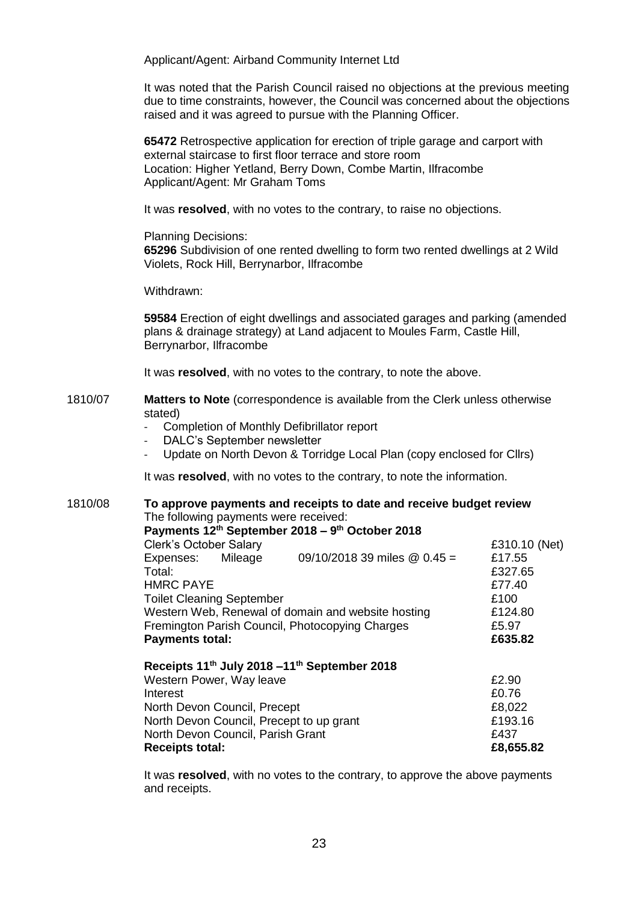Applicant/Agent: Airband Community Internet Ltd

It was noted that the Parish Council raised no objections at the previous meeting due to time constraints, however, the Council was concerned about the objections raised and it was agreed to pursue with the Planning Officer.

**65472** Retrospective application for erection of triple garage and carport with external staircase to first floor terrace and store room
Location: Higher Yetland, Berry Down, Combe Martin, Ilfracombe
Applicant/Agent: Mr Graham Toms

It was **resolved**, with no votes to the contrary, to raise no objections.

Planning Decisions:
**65296** Subdivision of one rented dwelling to form two rented dwellings at 2 Wild Violets, Rock Hill, Berrynarbor, Ilfracombe

Withdrawn:

**59584** Erection of eight dwellings and associated garages and parking (amended plans & drainage strategy) at Land adjacent to Moules Farm, Castle Hill, Berrynarbor, Ilfracombe

It was **resolved**, with no votes to the contrary, to note the above.

1810/07 **Matters to Note** (correspondence is available from the Clerk unless otherwise stated)

- Completion of Monthly Defibrillator report
- DALC's September newsletter
- Update on North Devon & Torridge Local Plan (copy enclosed for Cllrs)

It was **resolved**, with no votes to the contrary, to note the information.

1810/08 **To approve payments and receipts to date and receive budget review**

The following payments were received:

**Payments 12th September 2018 – 9th October 2018**

| | |
|---|---|
| Clerk's October Salary | £310.10 (Net) |
| Expenses: Mileage 09/10/2018 39 miles @ 0.45 = | £17.55 |
| Total: | £327.65 |
| HMRC PAYE | £77.40 |
| Toilet Cleaning September | £100 |
| Western Web, Renewal of domain and website hosting | £124.80 |
| Fremington Parish Council, Photocopying Charges | £5.97 |
| **Payments total:** | **£635.82** |

**Receipts 11th July 2018 –11th September 2018**

| | |
|---|---|
| Western Power, Way leave | £2.90 |
| Interest | £0.76 |
| North Devon Council, Precept | £8,022 |
| North Devon Council, Precept to up grant | £193.16 |
| North Devon Council, Parish Grant | £437 |
| **Receipts total:** | **£8,655.82** |

It was **resolved**, with no votes to the contrary, to approve the above payments and receipts.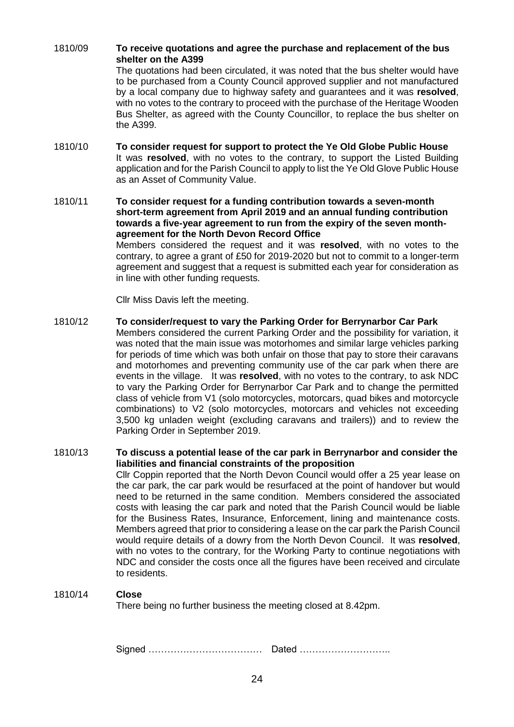**1810/09 To receive quotations and agree the purchase and replacement of the bus shelter on the A399**

The quotations had been circulated, it was noted that the bus shelter would have to be purchased from a County Council approved supplier and not manufactured by a local company due to highway safety and guarantees and it was **resolved**, with no votes to the contrary to proceed with the purchase of the Heritage Wooden Bus Shelter, as agreed with the County Councillor, to replace the bus shelter on the A399.

**1810/10 To consider request for support to protect the Ye Old Globe Public House**

It was **resolved**, with no votes to the contrary, to support the Listed Building application and for the Parish Council to apply to list the Ye Old Glove Public House as an Asset of Community Value.

**1810/11 To consider request for a funding contribution towards a seven-month short-term agreement from April 2019 and an annual funding contribution towards a five-year agreement to run from the expiry of the seven month-agreement for the North Devon Record Office**

Members considered the request and it was **resolved**, with no votes to the contrary, to agree a grant of £50 for 2019-2020 but not to commit to a longer-term agreement and suggest that a request is submitted each year for consideration as in line with other funding requests.

Cllr Miss Davis left the meeting.

**1810/12 To consider/request to vary the Parking Order for Berrynarbor Car Park**

Members considered the current Parking Order and the possibility for variation, it was noted that the main issue was motorhomes and similar large vehicles parking for periods of time which was both unfair on those that pay to store their caravans and motorhomes and preventing community use of the car park when there are events in the village. It was **resolved**, with no votes to the contrary, to ask NDC to vary the Parking Order for Berrynarbor Car Park and to change the permitted class of vehicle from V1 (solo motorcycles, motorcars, quad bikes and motorcycle combinations) to V2 (solo motorcycles, motorcars and vehicles not exceeding 3,500 kg unladen weight (excluding caravans and trailers)) and to review the Parking Order in September 2019.

**1810/13 To discuss a potential lease of the car park in Berrynarbor and consider the liabilities and financial constraints of the proposition**

Cllr Coppin reported that the North Devon Council would offer a 25 year lease on the car park, the car park would be resurfaced at the point of handover but would need to be returned in the same condition. Members considered the associated costs with leasing the car park and noted that the Parish Council would be liable for the Business Rates, Insurance, Enforcement, lining and maintenance costs. Members agreed that prior to considering a lease on the car park the Parish Council would require details of a dowry from the North Devon Council. It was **resolved**, with no votes to the contrary, for the Working Party to continue negotiations with NDC and consider the costs once all the figures have been received and circulate to residents.

**1810/14 Close**

There being no further business the meeting closed at 8.42pm.

Signed ……………………………… Dated ………………………..